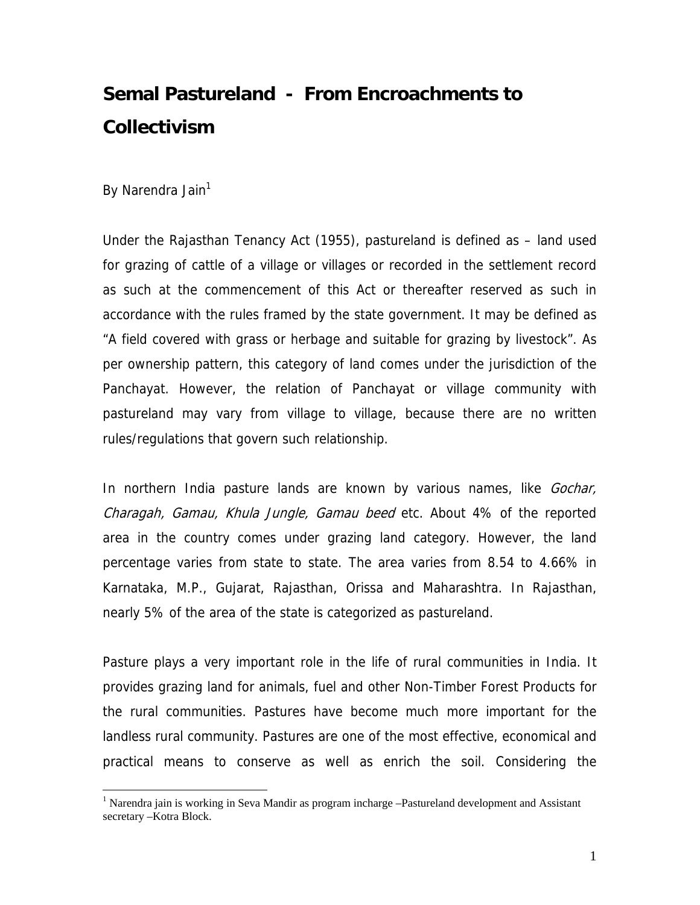# Semal Pastureland - From Encroachments to Collectivism

By Narendra Jain[1]

Under the Rajasthan Tenancy Act (1955), pastureland is defined as – land used for grazing of cattle of a village or villages or recorded in the settlement record as such at the commencement of this Act or thereafter reserved as such in accordance with the rules framed by the state government. It may be defined as "A field covered with grass or herbage and suitable for grazing by livestock". As per ownership pattern, this category of land comes under the jurisdiction of the Panchayat. However, the relation of Panchayat or village community with pastureland may vary from village to village, because there are no written rules/regulations that govern such relationship.

In northern India pasture lands are known by various names, like *Gochar, Charagah, Gamau, Khula Jungle, Gamau beed* etc. About 4% of the reported area in the country comes under grazing land category. However, the land percentage varies from state to state. The area varies from 8.54 to 4.66% in Karnataka, M.P., Gujarat, Rajasthan, Orissa and Maharashtra. In Rajasthan, nearly 5% of the area of the state is categorized as pastureland.

Pasture plays a very important role in the life of rural communities in India. It provides grazing land for animals, fuel and other Non-Timber Forest Products for the rural communities. Pastures have become much more important for the landless rural community. Pastures are one of the most effective, economical and practical means to conserve as well as enrich the soil. Considering the

[1] Narendra jain is working in Seva Mandir as program incharge –Pastureland development and Assistant secretary –Kotra Block.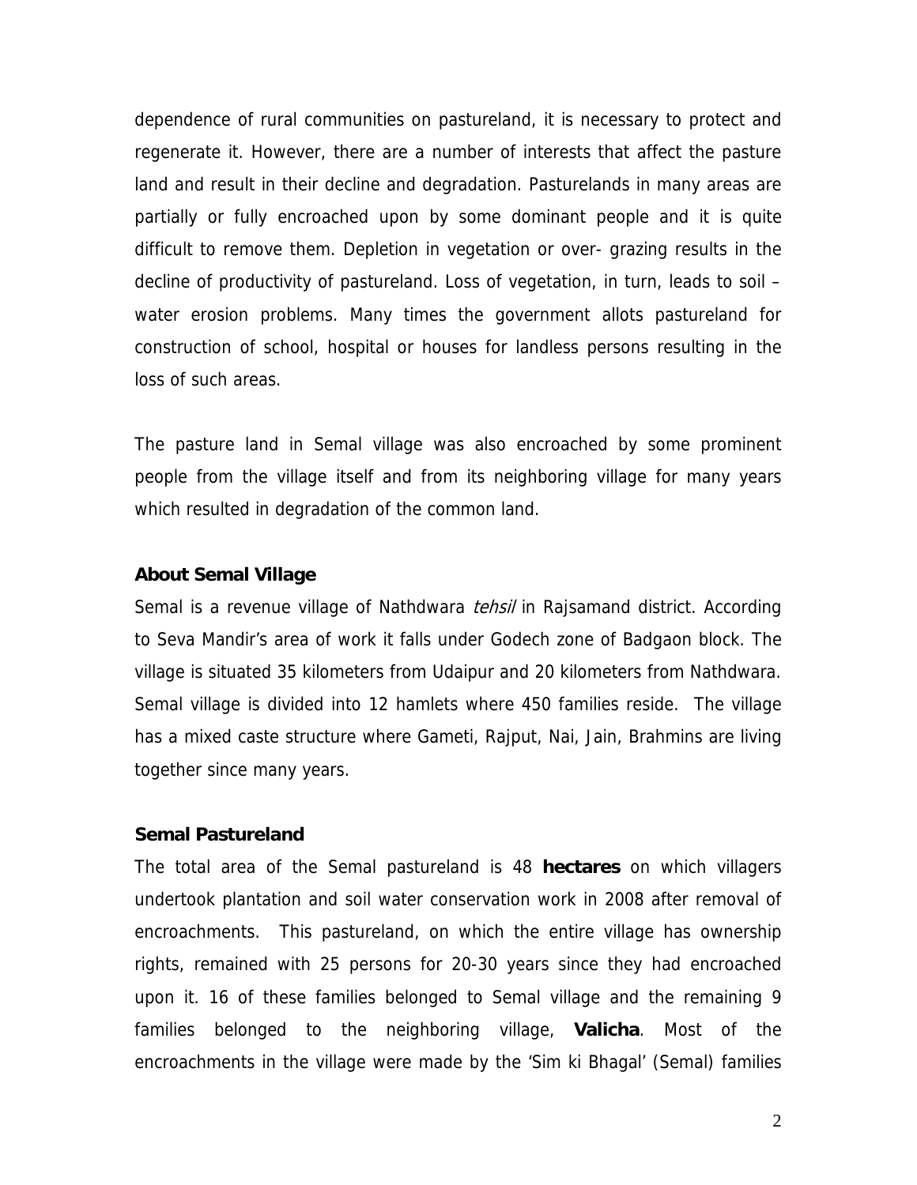dependence of rural communities on pastureland, it is necessary to protect and regenerate it. However, there are a number of interests that affect the pasture land and result in their decline and degradation. Pasturelands in many areas are partially or fully encroached upon by some dominant people and it is quite difficult to remove them. Depletion in vegetation or over- grazing results in the decline of productivity of pastureland. Loss of vegetation, in turn, leads to soil – water erosion problems. Many times the government allots pastureland for construction of school, hospital or houses for landless persons resulting in the loss of such areas.

The pasture land in Semal village was also encroached by some prominent people from the village itself and from its neighboring village for many years which resulted in degradation of the common land.

### About Semal Village

Semal is a revenue village of Nathdwara *tehsil* in Rajsamand district. According to Seva Mandir's area of work it falls under Godech zone of Badgaon block. The village is situated 35 kilometers from Udaipur and 20 kilometers from Nathdwara. Semal village is divided into 12 hamlets where 450 families reside. The village has a mixed caste structure where Gameti, Rajput, Nai, Jain, Brahmins are living together since many years.

### Semal Pastureland

The total area of the Semal pastureland is 48 **hectares** on which villagers undertook plantation and soil water conservation work in 2008 after removal of encroachments. This pastureland, on which the entire village has ownership rights, remained with 25 persons for 20-30 years since they had encroached upon it. 16 of these families belonged to Semal village and the remaining 9 families belonged to the neighboring village, **Valicha**. Most of the encroachments in the village were made by the 'Sim ki Bhagal' (Semal) families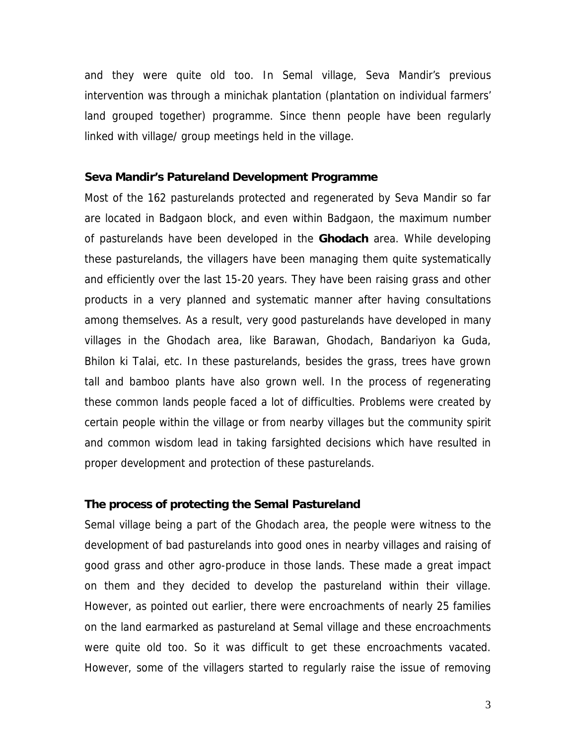and they were quite old too. In Semal village, Seva Mandir's previous intervention was through a minichak plantation (plantation on individual farmers' land grouped together) programme. Since thenn people have been regularly linked with village/ group meetings held in the village.

### Seva Mandir's Patureland Development Programme

Most of the 162 pasturelands protected and regenerated by Seva Mandir so far are located in Badgaon block, and even within Badgaon, the maximum number of pasturelands have been developed in the **Ghodach** area. While developing these pasturelands, the villagers have been managing them quite systematically and efficiently over the last 15-20 years. They have been raising grass and other products in a very planned and systematic manner after having consultations among themselves. As a result, very good pasturelands have developed in many villages in the Ghodach area, like Barawan, Ghodach, Bandariyon ka Guda, Bhilon ki Talai, etc. In these pasturelands, besides the grass, trees have grown tall and bamboo plants have also grown well. In the process of regenerating these common lands people faced a lot of difficulties. Problems were created by certain people within the village or from nearby villages but the community spirit and common wisdom lead in taking farsighted decisions which have resulted in proper development and protection of these pasturelands.

### The process of protecting the Semal Pastureland

Semal village being a part of the Ghodach area, the people were witness to the development of bad pasturelands into good ones in nearby villages and raising of good grass and other agro-produce in those lands. These made a great impact on them and they decided to develop the pastureland within their village. However, as pointed out earlier, there were encroachments of nearly 25 families on the land earmarked as pastureland at Semal village and these encroachments were quite old too. So it was difficult to get these encroachments vacated. However, some of the villagers started to regularly raise the issue of removing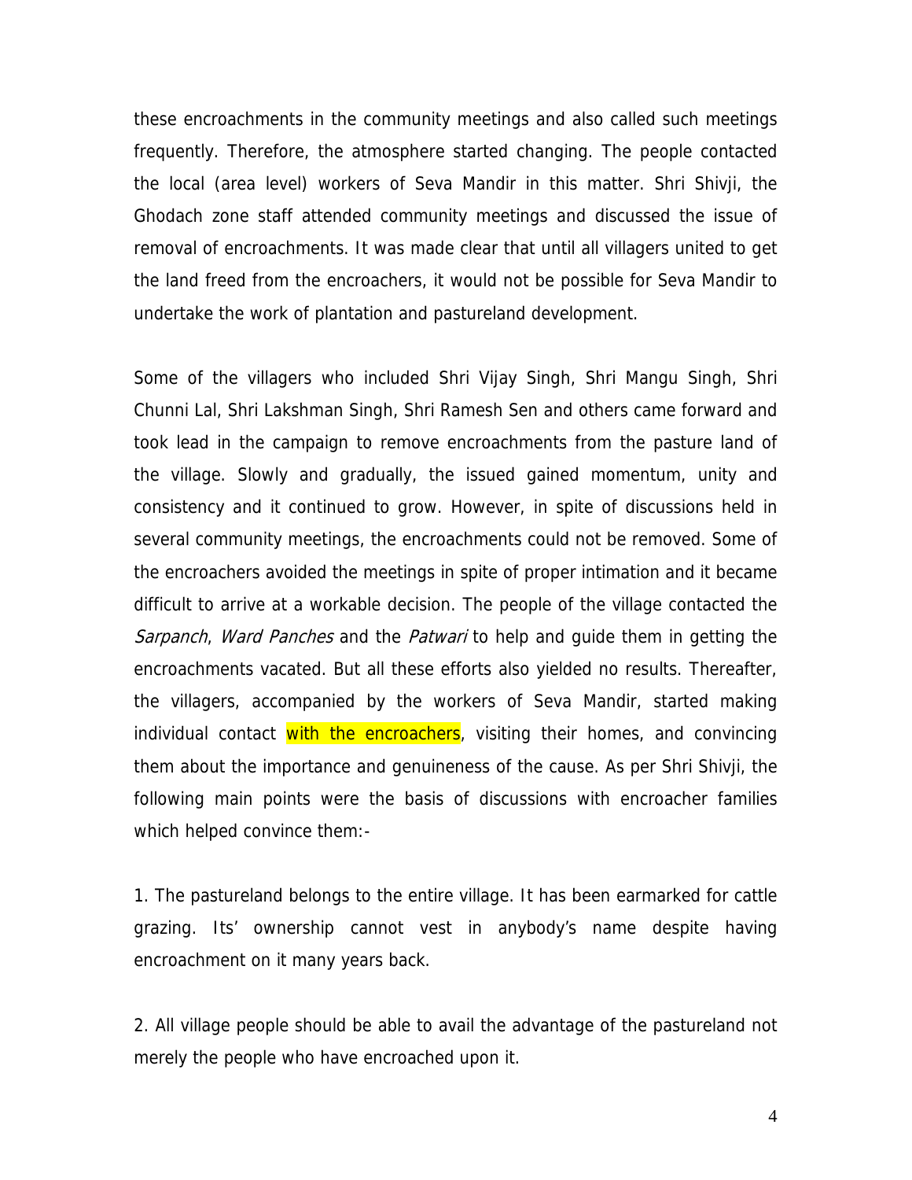these encroachments in the community meetings and also called such meetings frequently. Therefore, the atmosphere started changing. The people contacted the local (area level) workers of Seva Mandir in this matter. Shri Shivji, the Ghodach zone staff attended community meetings and discussed the issue of removal of encroachments. It was made clear that until all villagers united to get the land freed from the encroachers, it would not be possible for Seva Mandir to undertake the work of plantation and pastureland development.

Some of the villagers who included Shri Vijay Singh, Shri Mangu Singh, Shri Chunni Lal, Shri Lakshman Singh, Shri Ramesh Sen and others came forward and took lead in the campaign to remove encroachments from the pasture land of the village. Slowly and gradually, the issued gained momentum, unity and consistency and it continued to grow. However, in spite of discussions held in several community meetings, the encroachments could not be removed. Some of the encroachers avoided the meetings in spite of proper intimation and it became difficult to arrive at a workable decision. The people of the village contacted the *Sarpanch*, *Ward Panches* and the *Patwari* to help and guide them in getting the encroachments vacated. But all these efforts also yielded no results. Thereafter, the villagers, accompanied by the workers of Seva Mandir, started making individual contact with the encroachers, visiting their homes, and convincing them about the importance and genuineness of the cause. As per Shri Shivji, the following main points were the basis of discussions with encroacher families which helped convince them:-

1. The pastureland belongs to the entire village. It has been earmarked for cattle grazing. Its' ownership cannot vest in anybody's name despite having encroachment on it many years back.

2. All village people should be able to avail the advantage of the pastureland not merely the people who have encroached upon it.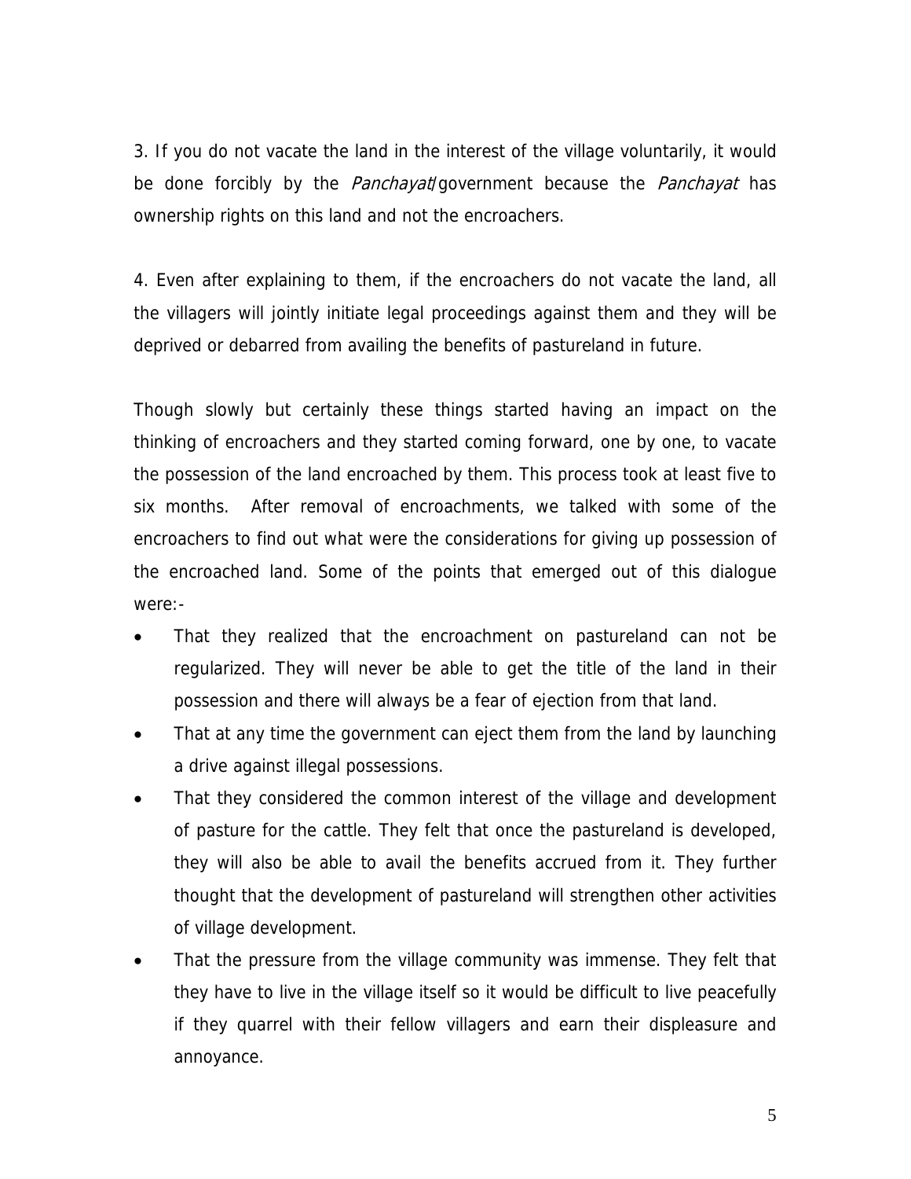3. If you do not vacate the land in the interest of the village voluntarily, it would be done forcibly by the *Panchayat*/government because the *Panchayat* has ownership rights on this land and not the encroachers.

4. Even after explaining to them, if the encroachers do not vacate the land, all the villagers will jointly initiate legal proceedings against them and they will be deprived or debarred from availing the benefits of pastureland in future.

Though slowly but certainly these things started having an impact on the thinking of encroachers and they started coming forward, one by one, to vacate the possession of the land encroached by them. This process took at least five to six months. After removal of encroachments, we talked with some of the encroachers to find out what were the considerations for giving up possession of the encroached land. Some of the points that emerged out of this dialogue were:-

- That they realized that the encroachment on pastureland can not be regularized. They will never be able to get the title of the land in their possession and there will always be a fear of ejection from that land.
- That at any time the government can eject them from the land by launching a drive against illegal possessions.
- That they considered the common interest of the village and development of pasture for the cattle. They felt that once the pastureland is developed, they will also be able to avail the benefits accrued from it. They further thought that the development of pastureland will strengthen other activities of village development.
- That the pressure from the village community was immense. They felt that they have to live in the village itself so it would be difficult to live peacefully if they quarrel with their fellow villagers and earn their displeasure and annoyance.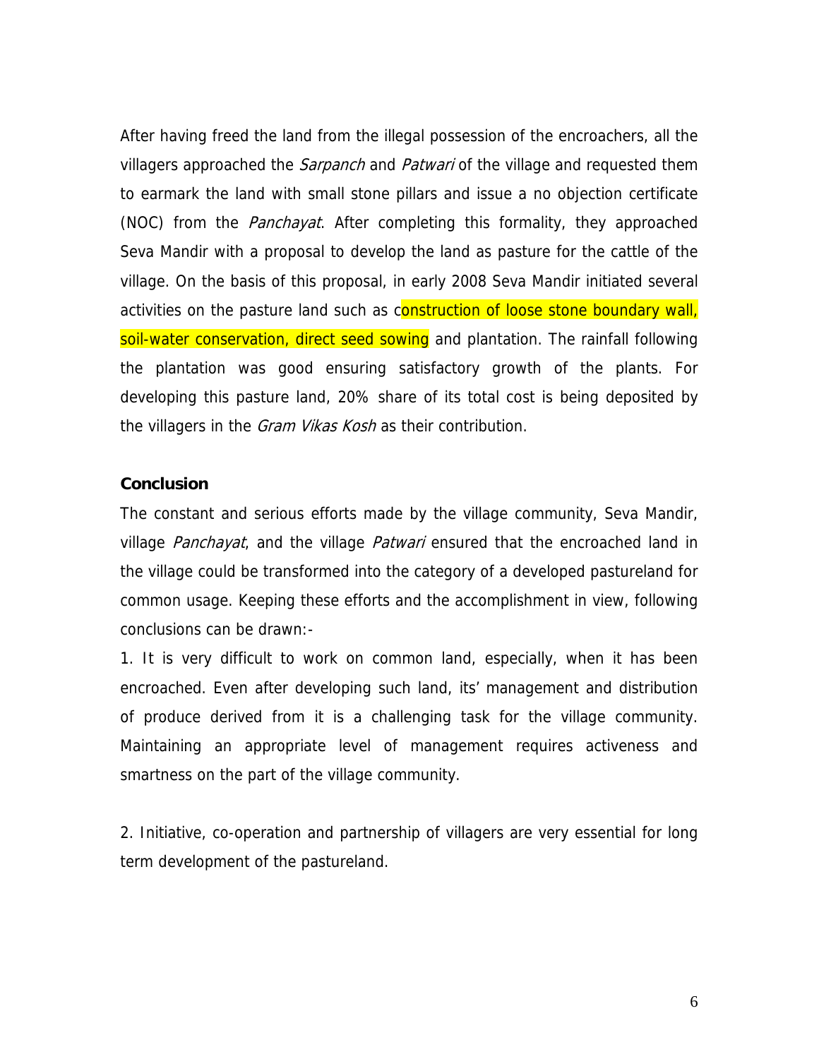After having freed the land from the illegal possession of the encroachers, all the villagers approached the *Sarpanch* and *Patwari* of the village and requested them to earmark the land with small stone pillars and issue a no objection certificate (NOC) from the *Panchayat*. After completing this formality, they approached Seva Mandir with a proposal to develop the land as pasture for the cattle of the village. On the basis of this proposal, in early 2008 Seva Mandir initiated several activities on the pasture land such as construction of loose stone boundary wall, soil-water conservation, direct seed sowing and plantation. The rainfall following the plantation was good ensuring satisfactory growth of the plants. For developing this pasture land, 20% share of its total cost is being deposited by the villagers in the *Gram Vikas Kosh* as their contribution.

**Conclusion**

The constant and serious efforts made by the village community, Seva Mandir, village *Panchayat*, and the village *Patwari* ensured that the encroached land in the village could be transformed into the category of a developed pastureland for common usage. Keeping these efforts and the accomplishment in view, following conclusions can be drawn:-

1. It is very difficult to work on common land, especially, when it has been encroached. Even after developing such land, its' management and distribution of produce derived from it is a challenging task for the village community. Maintaining an appropriate level of management requires activeness and smartness on the part of the village community.

2. Initiative, co-operation and partnership of villagers are very essential for long term development of the pastureland.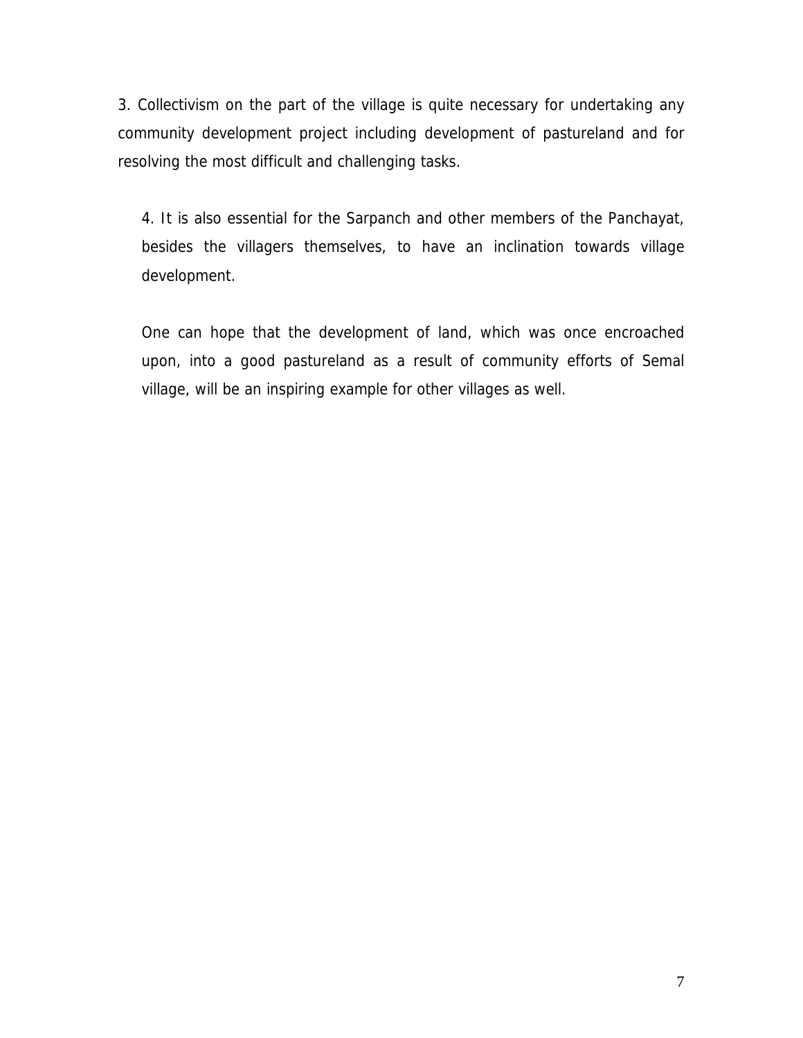3. Collectivism on the part of the village is quite necessary for undertaking any community development project including development of pastureland and for resolving the most difficult and challenging tasks.

4. It is also essential for the Sarpanch and other members of the Panchayat, besides the villagers themselves, to have an inclination towards village development.

One can hope that the development of land, which was once encroached upon, into a good pastureland as a result of community efforts of Semal village, will be an inspiring example for other villages as well.